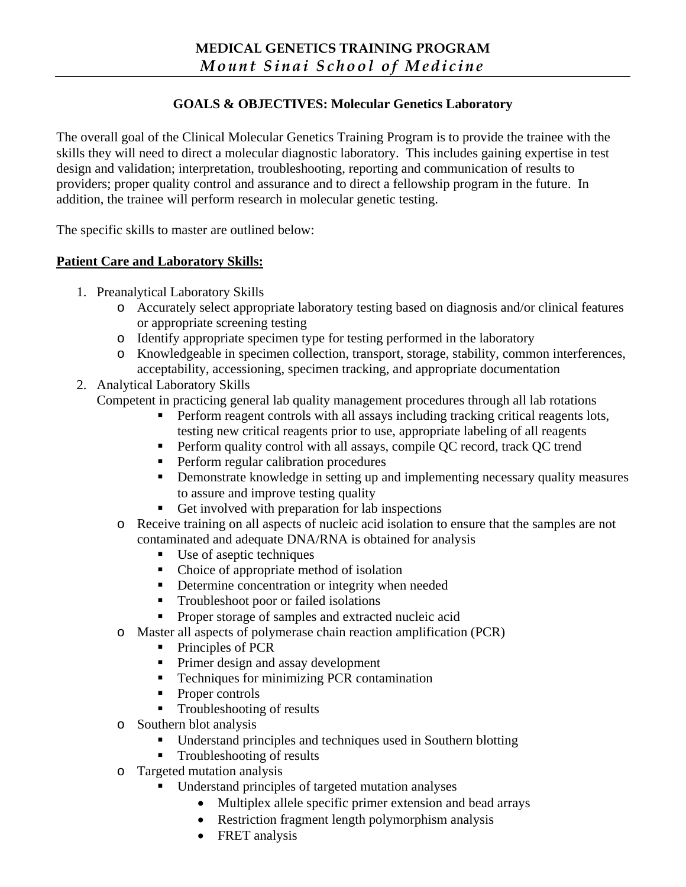# MEDICAL GENETICS TRAINING PROGRAM
## *Mount Sinai School of Medicine*

### GOALS & OBJECTIVES: Molecular Genetics Laboratory

The overall goal of the Clinical Molecular Genetics Training Program is to provide the trainee with the skills they will need to direct a molecular diagnostic laboratory. This includes gaining expertise in test design and validation; interpretation, troubleshooting, reporting and communication of results to providers; proper quality control and assurance and to direct a fellowship program in the future. In addition, the trainee will perform research in molecular genetic testing.

The specific skills to master are outlined below:

**<u>Patient Care and Laboratory Skills:</u>**

1. Preanalytical Laboratory Skills
   - Accurately select appropriate laboratory testing based on diagnosis and/or clinical features or appropriate screening testing
   - Identify appropriate specimen type for testing performed in the laboratory
   - Knowledgeable in specimen collection, transport, storage, stability, common interferences, acceptability, accessioning, specimen tracking, and appropriate documentation
2. Analytical Laboratory Skills

   Competent in practicing general lab quality management procedures through all lab rotations
      - Perform reagent controls with all assays including tracking critical reagents lots, testing new critical reagents prior to use, appropriate labeling of all reagents
      - Perform quality control with all assays, compile QC record, track QC trend
      - Perform regular calibration procedures
      - Demonstrate knowledge in setting up and implementing necessary quality measures to assure and improve testing quality
      - Get involved with preparation for lab inspections
   - Receive training on all aspects of nucleic acid isolation to ensure that the samples are not contaminated and adequate DNA/RNA is obtained for analysis
      - Use of aseptic techniques
      - Choice of appropriate method of isolation
      - Determine concentration or integrity when needed
      - Troubleshoot poor or failed isolations
      - Proper storage of samples and extracted nucleic acid
   - Master all aspects of polymerase chain reaction amplification (PCR)
      - Principles of PCR
      - Primer design and assay development
      - Techniques for minimizing PCR contamination
      - Proper controls
      - Troubleshooting of results
   - Southern blot analysis
      - Understand principles and techniques used in Southern blotting
      - Troubleshooting of results
   - Targeted mutation analysis
      - Understand principles of targeted mutation analyses
         - Multiplex allele specific primer extension and bead arrays
         - Restriction fragment length polymorphism analysis
         - FRET analysis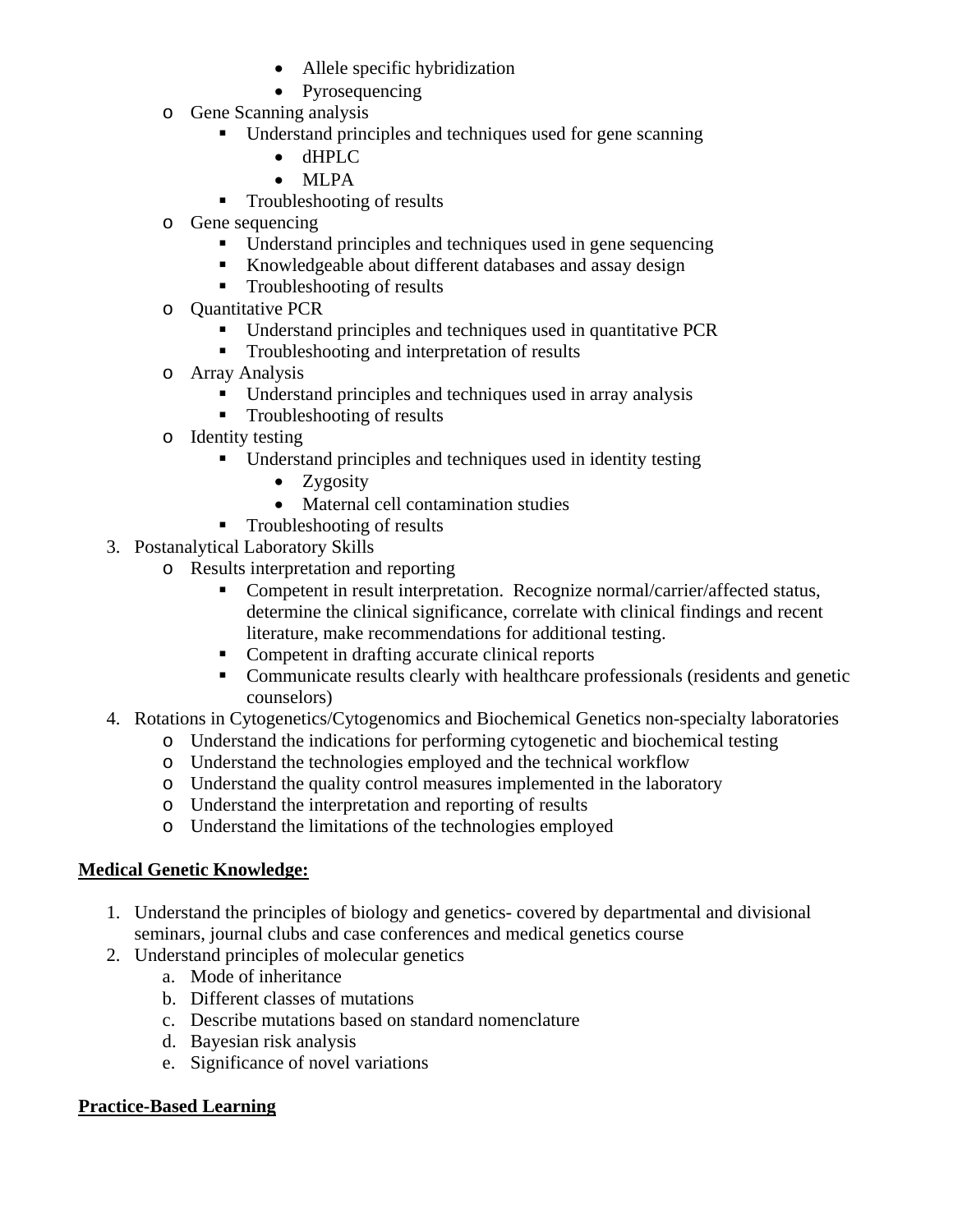- Allele specific hybridization
            - Pyrosequencing
    - Gene Scanning analysis
        - Understand principles and techniques used for gene scanning
            - dHPLC
            - MLPA
        - Troubleshooting of results
    - Gene sequencing
        - Understand principles and techniques used in gene sequencing
        - Knowledgeable about different databases and assay design
        - Troubleshooting of results
    - Quantitative PCR
        - Understand principles and techniques used in quantitative PCR
        - Troubleshooting and interpretation of results
    - Array Analysis
        - Understand principles and techniques used in array analysis
        - Troubleshooting of results
    - Identity testing
        - Understand principles and techniques used in identity testing
            - Zygosity
            - Maternal cell contamination studies
        - Troubleshooting of results

3. Postanalytical Laboratory Skills
    - Results interpretation and reporting
        - Competent in result interpretation.  Recognize normal/carrier/affected status, determine the clinical significance, correlate with clinical findings and recent literature, make recommendations for additional testing.
        - Competent in drafting accurate clinical reports
        - Communicate results clearly with healthcare professionals (residents and genetic counselors)
4. Rotations in Cytogenetics/Cytogenomics and Biochemical Genetics non-specialty laboratories
    - Understand the indications for performing cytogenetic and biochemical testing
    - Understand the technologies employed and the technical workflow
    - Understand the quality control measures implemented in the laboratory
    - Understand the interpretation and reporting of results
    - Understand the limitations of the technologies employed

**<u>Medical Genetic Knowledge:</u>**

1. Understand the principles of biology and genetics- covered by departmental and divisional seminars, journal clubs and case conferences and medical genetics course
2. Understand principles of molecular genetics
    a. Mode of inheritance
    b. Different classes of mutations
    c. Describe mutations based on standard nomenclature
    d. Bayesian risk analysis
    e. Significance of novel variations

**<u>Practice-Based Learning</u>**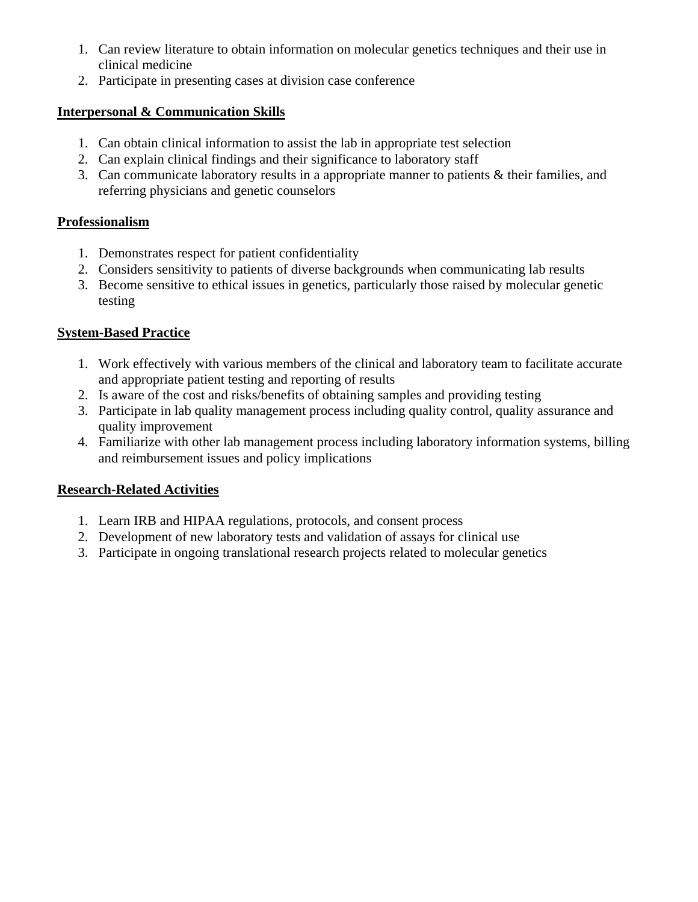1. Can review literature to obtain information on molecular genetics techniques and their use in clinical medicine
2. Participate in presenting cases at division case conference

**Interpersonal & Communication Skills**

1. Can obtain clinical information to assist the lab in appropriate test selection
2. Can explain clinical findings and their significance to laboratory staff
3. Can communicate laboratory results in a appropriate manner to patients & their families, and referring physicians and genetic counselors

**Professionalism**

1. Demonstrates respect for patient confidentiality
2. Considers sensitivity to patients of diverse backgrounds when communicating lab results
3. Become sensitive to ethical issues in genetics, particularly those raised by molecular genetic testing

**System-Based Practice**

1. Work effectively with various members of the clinical and laboratory team to facilitate accurate and appropriate patient testing and reporting of results
2. Is aware of the cost and risks/benefits of obtaining samples and providing testing
3. Participate in lab quality management process including quality control, quality assurance and quality improvement
4. Familiarize with other lab management process including laboratory information systems, billing and reimbursement issues and policy implications

**Research-Related Activities**

1. Learn IRB and HIPAA regulations, protocols, and consent process
2. Development of new laboratory tests and validation of assays for clinical use
3. Participate in ongoing translational research projects related to molecular genetics